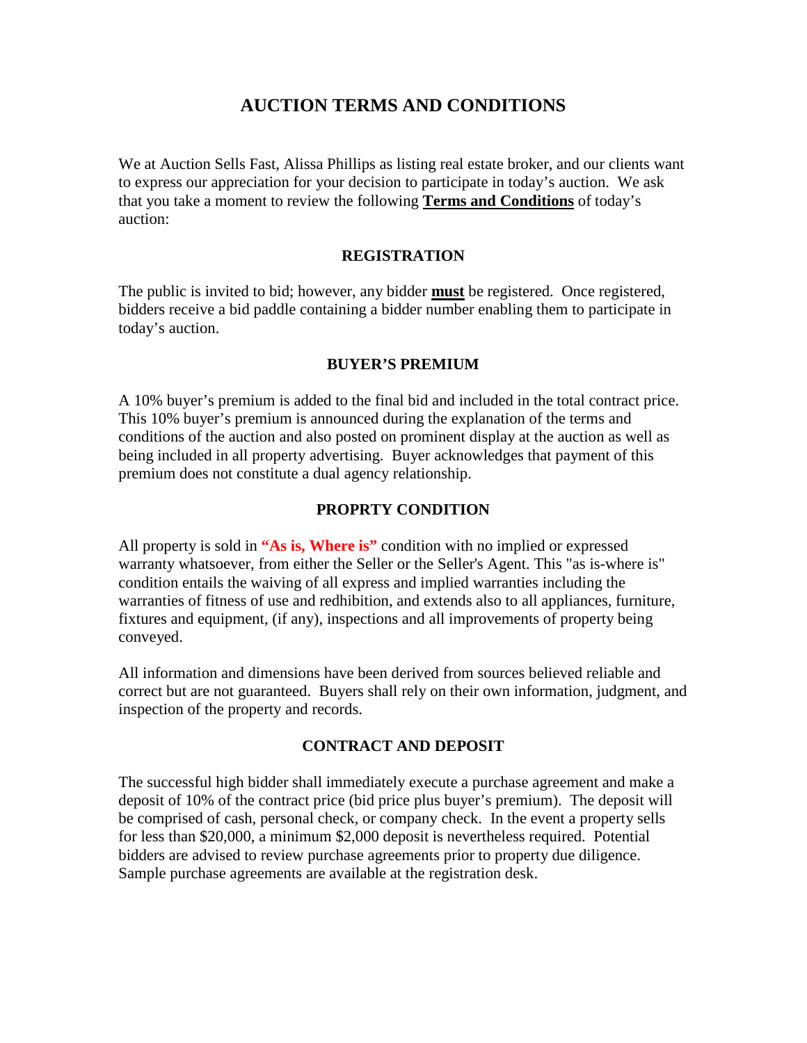# AUCTION TERMS AND CONDITIONS

We at Auction Sells Fast, Alissa Phillips as listing real estate broker, and our clients want to express our appreciation for your decision to participate in today's auction. We ask that you take a moment to review the following **Terms and Conditions** of today's auction:

## REGISTRATION

The public is invited to bid; however, any bidder **must** be registered. Once registered, bidders receive a bid paddle containing a bidder number enabling them to participate in today's auction.

## BUYER'S PREMIUM

A 10% buyer's premium is added to the final bid and included in the total contract price. This 10% buyer's premium is announced during the explanation of the terms and conditions of the auction and also posted on prominent display at the auction as well as being included in all property advertising. Buyer acknowledges that payment of this premium does not constitute a dual agency relationship.

## PROPRTY CONDITION

All property is sold in **"As is, Where is"** condition with no implied or expressed warranty whatsoever, from either the Seller or the Seller's Agent. This "as is-where is" condition entails the waiving of all express and implied warranties including the warranties of fitness of use and redhibition, and extends also to all appliances, furniture, fixtures and equipment, (if any), inspections and all improvements of property being conveyed.

All information and dimensions have been derived from sources believed reliable and correct but are not guaranteed. Buyers shall rely on their own information, judgment, and inspection of the property and records.

## CONTRACT AND DEPOSIT

The successful high bidder shall immediately execute a purchase agreement and make a deposit of 10% of the contract price (bid price plus buyer's premium). The deposit will be comprised of cash, personal check, or company check. In the event a property sells for less than $20,000, a minimum $2,000 deposit is nevertheless required. Potential bidders are advised to review purchase agreements prior to property due diligence. Sample purchase agreements are available at the registration desk.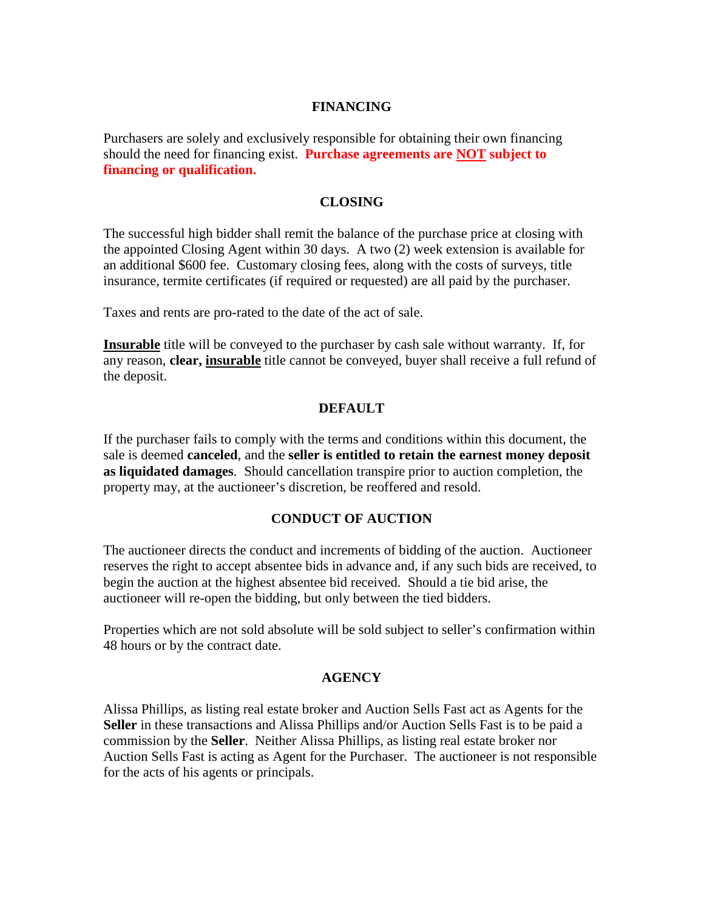## FINANCING

Purchasers are solely and exclusively responsible for obtaining their own financing should the need for financing exist. **Purchase agreements are NOT subject to financing or qualification.**

## CLOSING

The successful high bidder shall remit the balance of the purchase price at closing with the appointed Closing Agent within 30 days. A two (2) week extension is available for an additional $600 fee. Customary closing fees, along with the costs of surveys, title insurance, termite certificates (if required or requested) are all paid by the purchaser.

Taxes and rents are pro-rated to the date of the act of sale.

**Insurable** title will be conveyed to the purchaser by cash sale without warranty. If, for any reason, **clear, insurable** title cannot be conveyed, buyer shall receive a full refund of the deposit.

## DEFAULT

If the purchaser fails to comply with the terms and conditions within this document, the sale is deemed **canceled**, and the **seller is entitled to retain the earnest money deposit as liquidated damages**. Should cancellation transpire prior to auction completion, the property may, at the auctioneer's discretion, be reoffered and resold.

## CONDUCT OF AUCTION

The auctioneer directs the conduct and increments of bidding of the auction. Auctioneer reserves the right to accept absentee bids in advance and, if any such bids are received, to begin the auction at the highest absentee bid received. Should a tie bid arise, the auctioneer will re-open the bidding, but only between the tied bidders.

Properties which are not sold absolute will be sold subject to seller's confirmation within 48 hours or by the contract date.

## AGENCY

Alissa Phillips, as listing real estate broker and Auction Sells Fast act as Agents for the **Seller** in these transactions and Alissa Phillips and/or Auction Sells Fast is to be paid a commission by the **Seller**. Neither Alissa Phillips, as listing real estate broker nor Auction Sells Fast is acting as Agent for the Purchaser. The auctioneer is not responsible for the acts of his agents or principals.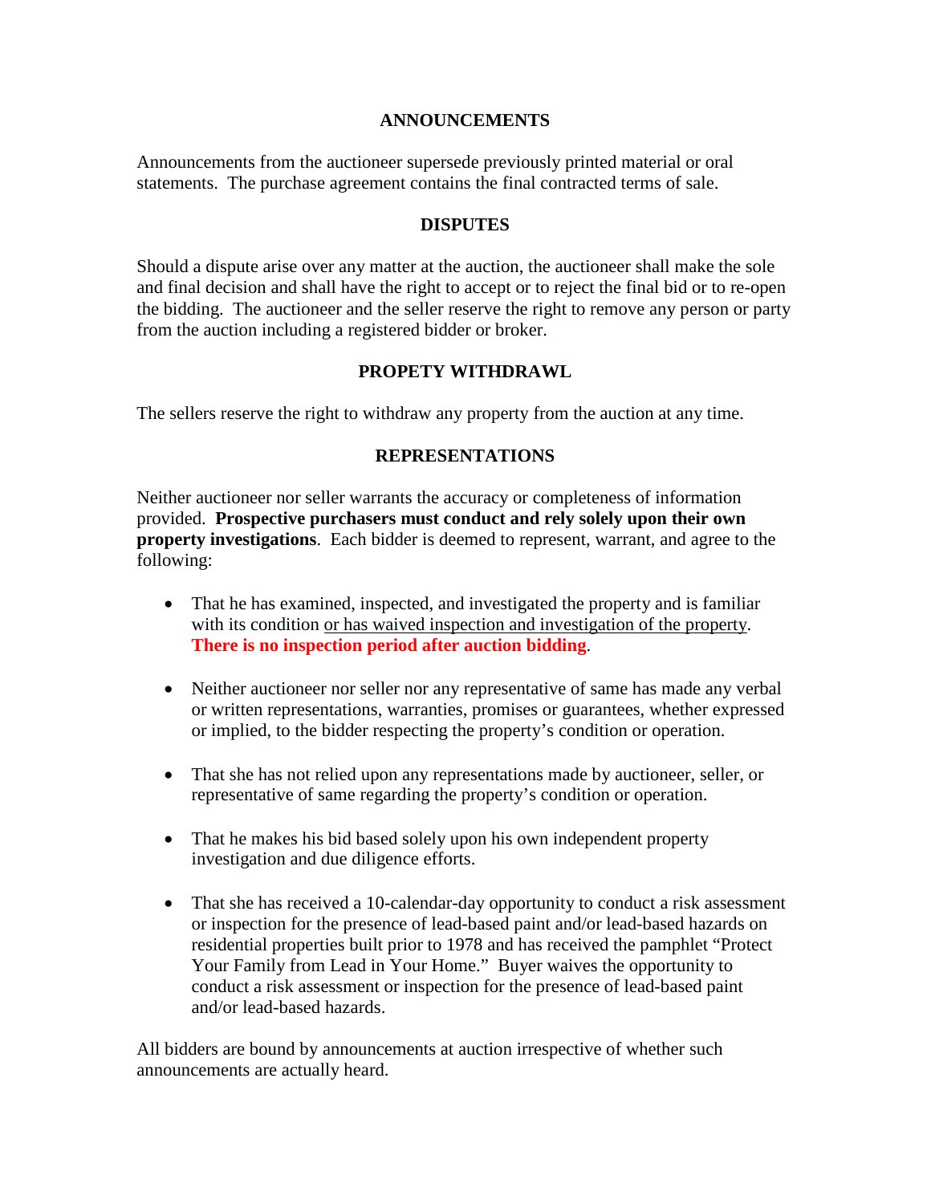## ANNOUNCEMENTS

Announcements from the auctioneer supersede previously printed material or oral statements. The purchase agreement contains the final contracted terms of sale.

## DISPUTES

Should a dispute arise over any matter at the auction, the auctioneer shall make the sole and final decision and shall have the right to accept or to reject the final bid or to re-open the bidding. The auctioneer and the seller reserve the right to remove any person or party from the auction including a registered bidder or broker.

## PROPETY WITHDRAWL

The sellers reserve the right to withdraw any property from the auction at any time.

## REPRESENTATIONS

Neither auctioneer nor seller warrants the accuracy or completeness of information provided. **Prospective purchasers must conduct and rely solely upon their own property investigations**. Each bidder is deemed to represent, warrant, and agree to the following:

- That he has examined, inspected, and investigated the property and is familiar with its condition <u>or has waived inspection and investigation of the property</u>. **There is no inspection period after auction bidding**.

- Neither auctioneer nor seller nor any representative of same has made any verbal or written representations, warranties, promises or guarantees, whether expressed or implied, to the bidder respecting the property's condition or operation.

- That she has not relied upon any representations made by auctioneer, seller, or representative of same regarding the property's condition or operation.

- That he makes his bid based solely upon his own independent property investigation and due diligence efforts.

- That she has received a 10-calendar-day opportunity to conduct a risk assessment or inspection for the presence of lead-based paint and/or lead-based hazards on residential properties built prior to 1978 and has received the pamphlet "Protect Your Family from Lead in Your Home." Buyer waives the opportunity to conduct a risk assessment or inspection for the presence of lead-based paint and/or lead-based hazards.

All bidders are bound by announcements at auction irrespective of whether such announcements are actually heard.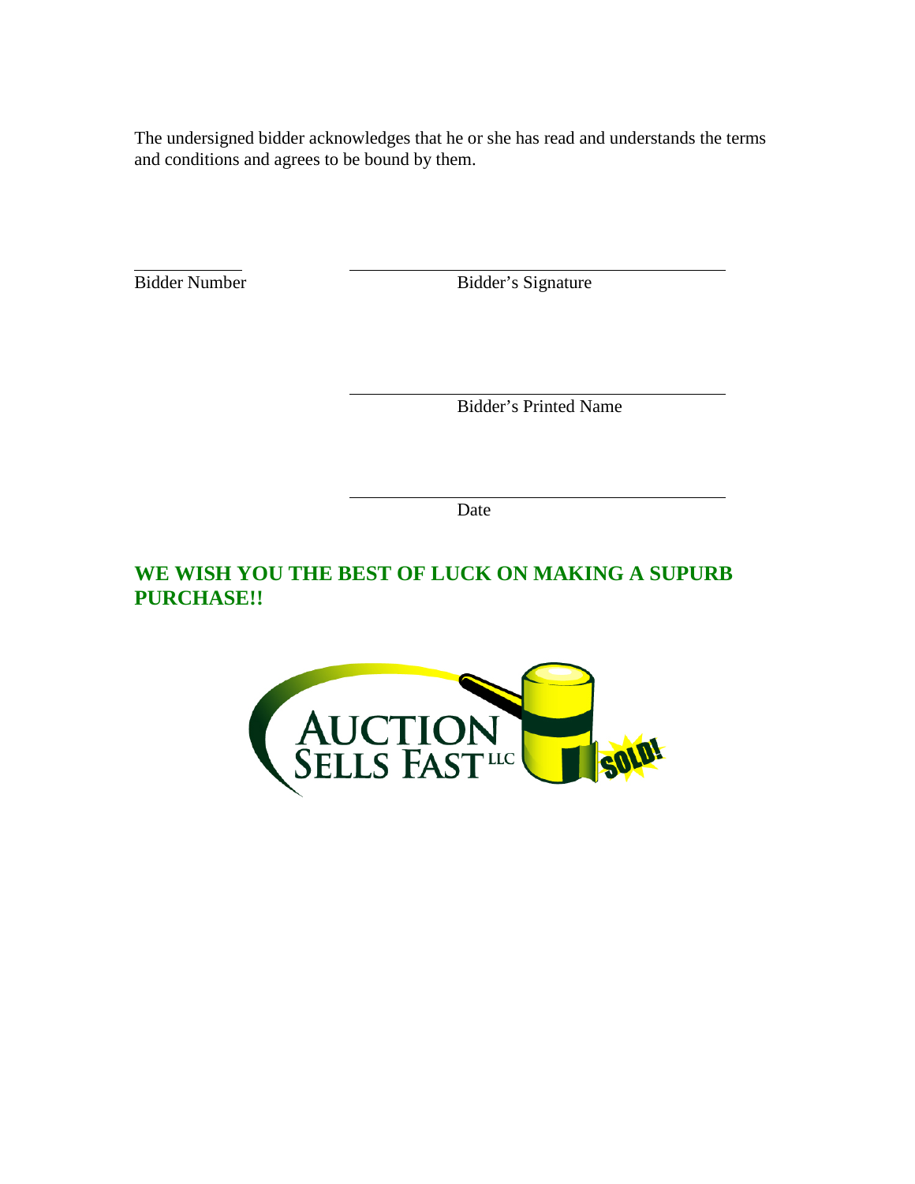The undersigned bidder acknowledges that he or she has read and understands the terms and conditions and agrees to be bound by them.

\_\_\_\_\_\_\_\_\_\_\_\_ Bidder Number

\_\_\_\_\_\_\_\_\_\_\_\_\_\_\_\_\_\_\_\_\_\_\_\_\_\_\_\_ Bidder's Signature

\_\_\_\_\_\_\_\_\_\_\_\_\_\_\_\_\_\_\_\_\_\_\_\_\_\_\_\_ Bidder's Printed Name

\_\_\_\_\_\_\_\_\_\_\_\_\_\_\_\_\_\_\_\_\_\_\_\_\_\_\_\_ Date

**WE WISH YOU THE BEST OF LUCK ON MAKING A SUPURB PURCHASE!!**

AUCTION SELLS FAST LLC SOLD!